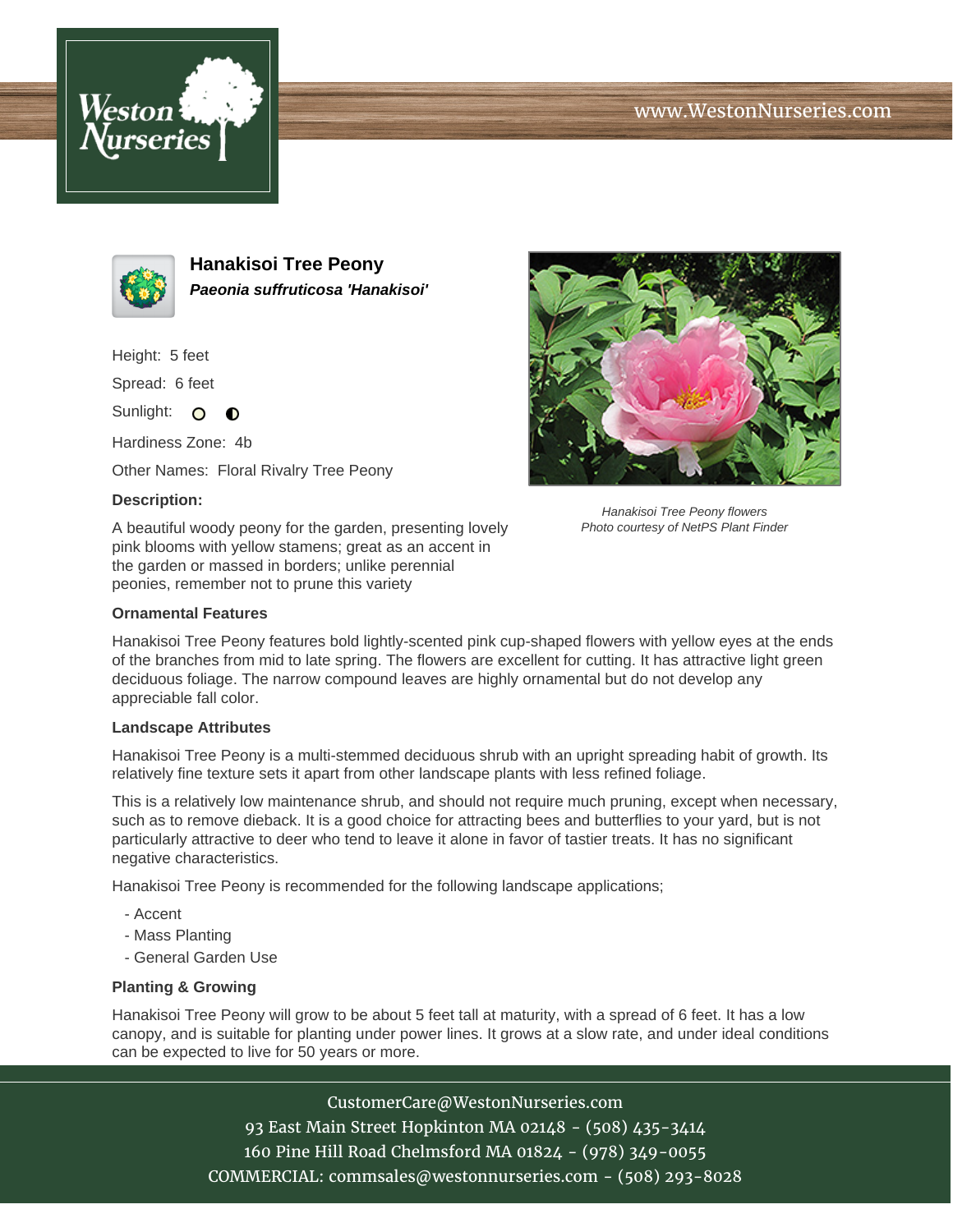# Hanakisoi Tree Peony

***Paeonia suffruticosa 'Hanakisoi'***

Height: 5 feet

Spread: 6 feet

Sunlight:

Hardiness Zone: 4b

Other Names: Floral Rivalry Tree Peony

*Hanakisoi Tree Peony flowers*
*Photo courtesy of NetPS Plant Finder*

**Description:**

A beautiful woody peony for the garden, presenting lovely pink blooms with yellow stamens; great as an accent in the garden or massed in borders; unlike perennial peonies, remember not to prune this variety

## Ornamental Features

Hanakisoi Tree Peony features bold lightly-scented pink cup-shaped flowers with yellow eyes at the ends of the branches from mid to late spring. The flowers are excellent for cutting. It has attractive light green deciduous foliage. The narrow compound leaves are highly ornamental but do not develop any appreciable fall color.

## Landscape Attributes

Hanakisoi Tree Peony is a multi-stemmed deciduous shrub with an upright spreading habit of growth. Its relatively fine texture sets it apart from other landscape plants with less refined foliage.

This is a relatively low maintenance shrub, and should not require much pruning, except when necessary, such as to remove dieback. It is a good choice for attracting bees and butterflies to your yard, but is not particularly attractive to deer who tend to leave it alone in favor of tastier treats. It has no significant negative characteristics.

Hanakisoi Tree Peony is recommended for the following landscape applications;

- Accent
- Mass Planting
- General Garden Use

## Planting & Growing

Hanakisoi Tree Peony will grow to be about 5 feet tall at maturity, with a spread of 6 feet. It has a low canopy, and is suitable for planting under power lines. It grows at a slow rate, and under ideal conditions can be expected to live for 50 years or more.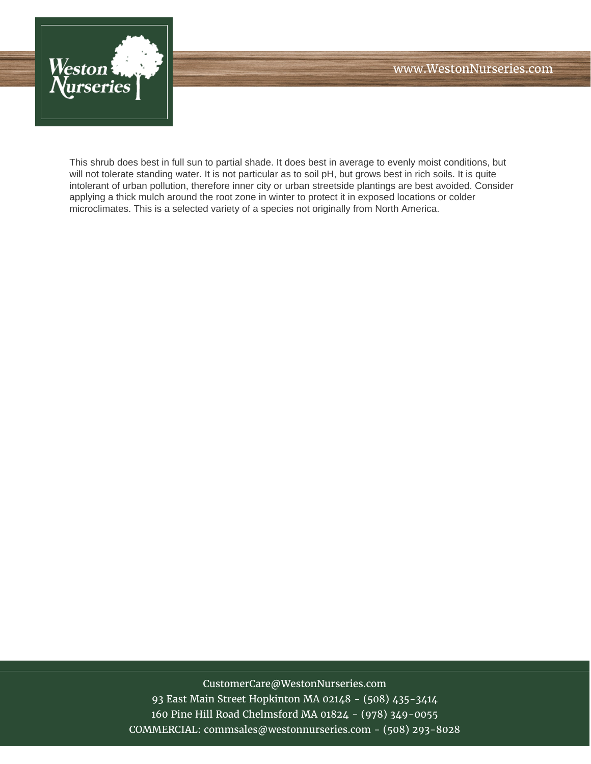This shrub does best in full sun to partial shade. It does best in average to evenly moist conditions, but will not tolerate standing water. It is not particular as to soil pH, but grows best in rich soils. It is quite intolerant of urban pollution, therefore inner city or urban streetside plantings are best avoided. Consider applying a thick mulch around the root zone in winter to protect it in exposed locations or colder microclimates. This is a selected variety of a species not originally from North America.